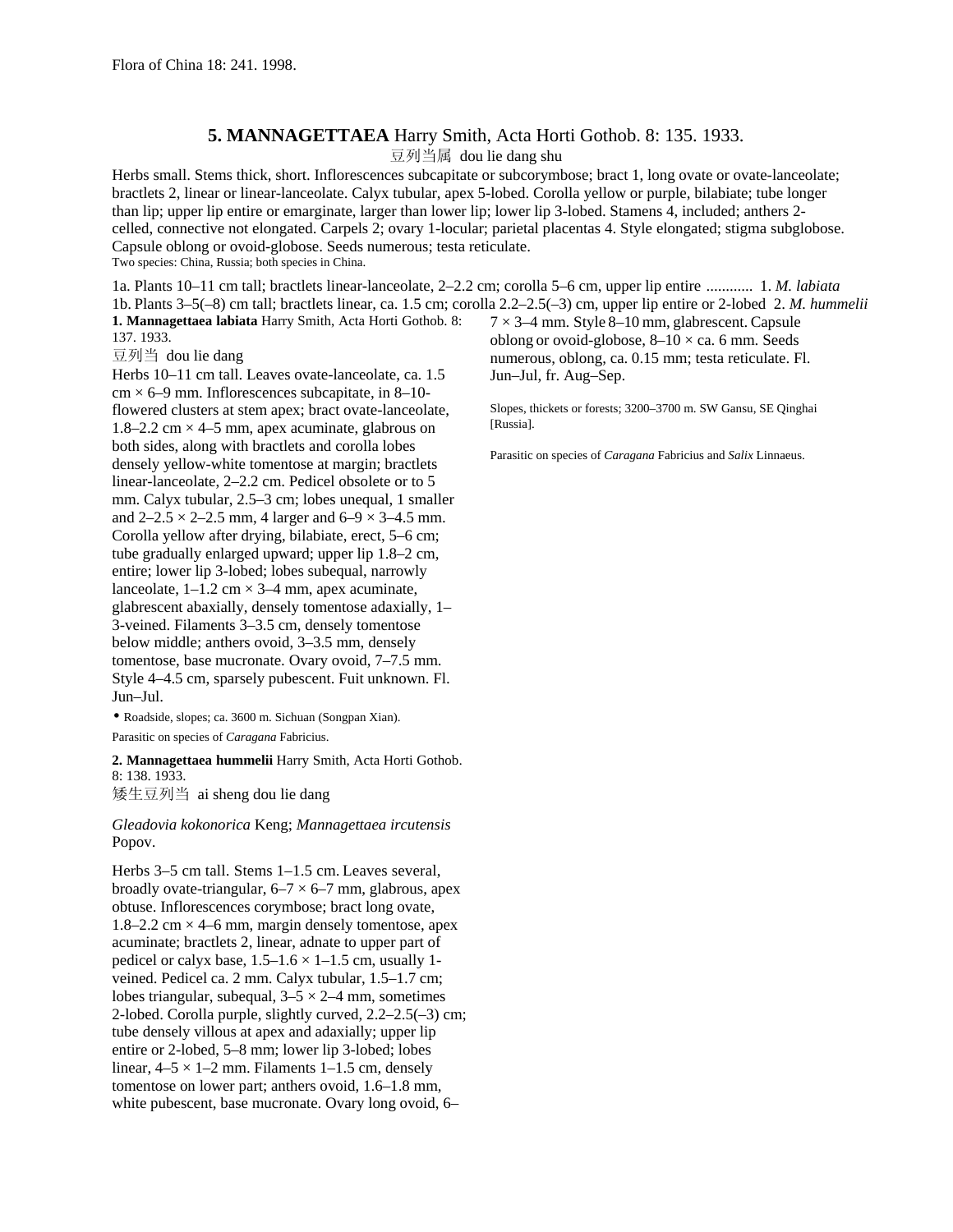Flora of China 18: 241. 1998.

## 5. MANNAGETTAEA Harry Smith, Acta Horti Gothob. 8: 135. 1933.

豆列当属 dou lie dang shu

Herbs small. Stems thick, short. Inflorescences subcapitate or subcorymbose; bract 1, long ovate or ovate-lanceolate; bractlets 2, linear or linear-lanceolate. Calyx tubular, apex 5-lobed. Corolla yellow or purple, bilabiate; tube longer than lip; upper lip entire or emarginate, larger than lower lip; lower lip 3-lobed. Stamens 4, included; anthers 2-celled, connective not elongated. Carpels 2; ovary 1-locular; parietal placentas 4. Style elongated; stigma subglobose. Capsule oblong or ovoid-globose. Seeds numerous; testa reticulate.

Two species: China, Russia; both species in China.

1a. Plants 10–11 cm tall; bractlets linear-lanceolate, 2–2.2 cm; corolla 5–6 cm, upper lip entire ............ 1. *M. labiata*
1b. Plants 3–5(–8) cm tall; bractlets linear, ca. 1.5 cm; corolla 2.2–2.5(–3) cm, upper lip entire or 2-lobed 2. *M. hummelii*

**1. Mannagettaea labiata** Harry Smith, Acta Horti Gothob. 8: 137. 1933.

豆列当 dou lie dang

Herbs 10–11 cm tall. Leaves ovate-lanceolate, ca. 1.5 cm × 6–9 mm. Inflorescences subcapitate, in 8–10-flowered clusters at stem apex; bract ovate-lanceolate, 1.8–2.2 cm × 4–5 mm, apex acuminate, glabrous on both sides, along with bractlets and corolla lobes densely yellow-white tomentose at margin; bractlets linear-lanceolate, 2–2.2 cm. Pedicel obsolete or to 5 mm. Calyx tubular, 2.5–3 cm; lobes unequal, 1 smaller and 2–2.5 × 2–2.5 mm, 4 larger and 6–9 × 3–4.5 mm. Corolla yellow after drying, bilabiate, erect, 5–6 cm; tube gradually enlarged upward; upper lip 1.8–2 cm, entire; lower lip 3-lobed; lobes subequal, narrowly lanceolate, 1–1.2 cm × 3–4 mm, apex acuminate, glabrescent abaxially, densely tomentose adaxially, 1–3-veined. Filaments 3–3.5 cm, densely tomentose below middle; anthers ovoid, 3–3.5 mm, densely tomentose, base mucronate. Ovary ovoid, 7–7.5 mm. Style 4–4.5 cm, sparsely pubescent. Fuit unknown. Fl. Jun–Jul.

• Roadside, slopes; ca. 3600 m. Sichuan (Songpan Xian).

Parasitic on species of *Caragana* Fabricius.

**2. Mannagettaea hummelii** Harry Smith, Acta Horti Gothob. 8: 138. 1933.

矮生豆列当 ai sheng dou lie dang

*Gleadovia kokonorica* Keng; *Mannagettaea ircutensis* Popov.

Herbs 3–5 cm tall. Stems 1–1.5 cm. Leaves several, broadly ovate-triangular, 6–7 × 6–7 mm, glabrous, apex obtuse. Inflorescences corymbose; bract long ovate, 1.8–2.2 cm × 4–6 mm, margin densely tomentose, apex acuminate; bractlets 2, linear, adnate to upper part of pedicel or calyx base, 1.5–1.6 × 1–1.5 cm, usually 1-veined. Pedicel ca. 2 mm. Calyx tubular, 1.5–1.7 cm; lobes triangular, subequal, 3–5 × 2–4 mm, sometimes 2-lobed. Corolla purple, slightly curved, 2.2–2.5(–3) cm; tube densely villous at apex and adaxially; upper lip entire or 2-lobed, 5–8 mm; lower lip 3-lobed; lobes linear, 4–5 × 1–2 mm. Filaments 1–1.5 cm, densely tomentose on lower part; anthers ovoid, 1.6–1.8 mm, white pubescent, base mucronate. Ovary long ovoid, 6–7 × 3–4 mm. Style 8–10 mm, glabrescent. Capsule oblong or ovoid-globose, 8–10 × ca. 6 mm. Seeds numerous, oblong, ca. 0.15 mm; testa reticulate. Fl. Jun–Jul, fr. Aug–Sep.

Slopes, thickets or forests; 3200–3700 m. SW Gansu, SE Qinghai [Russia].

Parasitic on species of *Caragana* Fabricius and *Salix* Linnaeus.